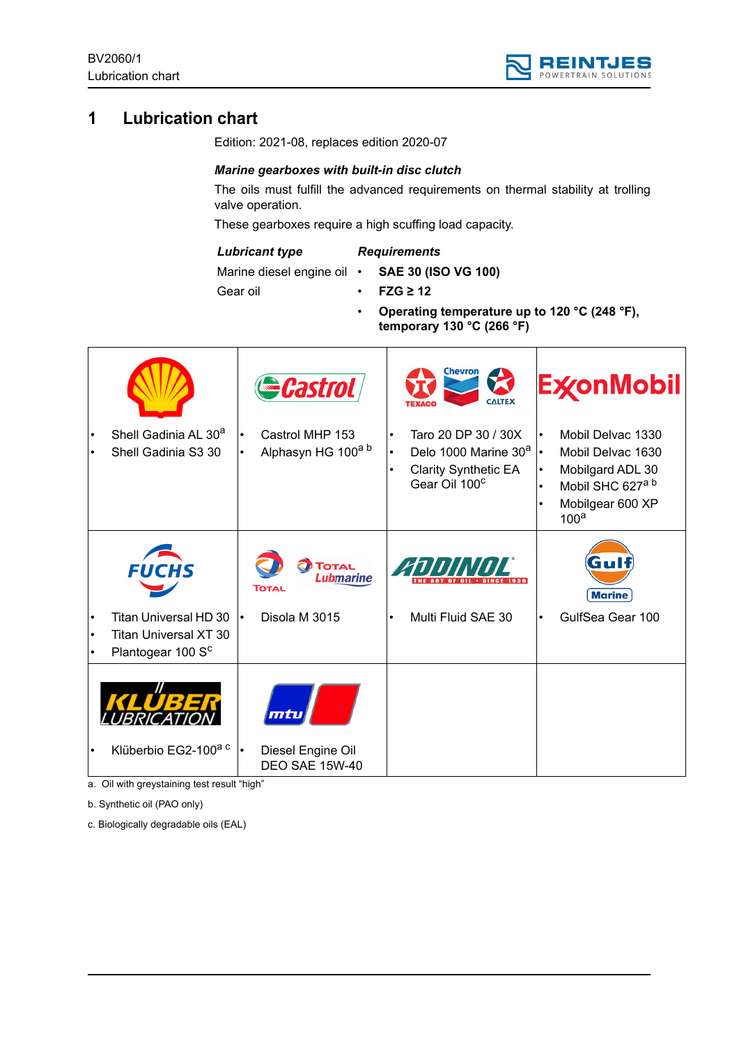# 1 Lubrication chart

Edition: 2021-08, replaces edition 2020-07

***Marine gearboxes with built-in disc clutch***

The oils must fulfill the advanced requirements on thermal stability at trolling valve operation.

These gearboxes require a high scuffing load capacity.

| ***Lubricant type*** | ***Requirements*** |
|---|---|
| Marine diesel engine oil | • **SAE 30 (ISO VG 100)** |
| Gear oil | • **FZG ≥ 12** |
| | • **Operating temperature up to 120 °C (248 °F), temporary 130 °C (266 °F)** |

| Shell | Castrol | Texaco / Chevron / Caltex | ExxonMobil |
|---|---|---|---|
| • Shell Gadinia AL 30[a]<br>• Shell Gadinia S3 30 | • Castrol MHP 153<br>• Alphasyn HG 100[a b] | • Taro 20 DP 30 / 30X<br>• Delo 1000 Marine 30[a]<br>• Clarity Synthetic EA Gear Oil 100[c] | • Mobil Delvac 1330<br>• Mobil Delvac 1630<br>• Mobilgard ADL 30<br>• Mobil SHC 627[a b]<br>• Mobilgear 600 XP 100[a] |
| **FUCHS** | **TOTAL / Total Lubmarine** | **ADDINOL** | **Gulf Marine** |
| • Titan Universal HD 30<br>• Titan Universal XT 30<br>• Plantogear 100 S[c] | • Disola M 3015 | • Multi Fluid SAE 30 | • GulfSea Gear 100 |
| **KLÜBER LUBRICATION** | **mtu** | | |
| • Klüberbio EG2-100[a c] | • Diesel Engine Oil DEO SAE 15W-40 | | |

a. Oil with greystaining test result "high"

b. Synthetic oil (PAO only)

c. Biologically degradable oils (EAL)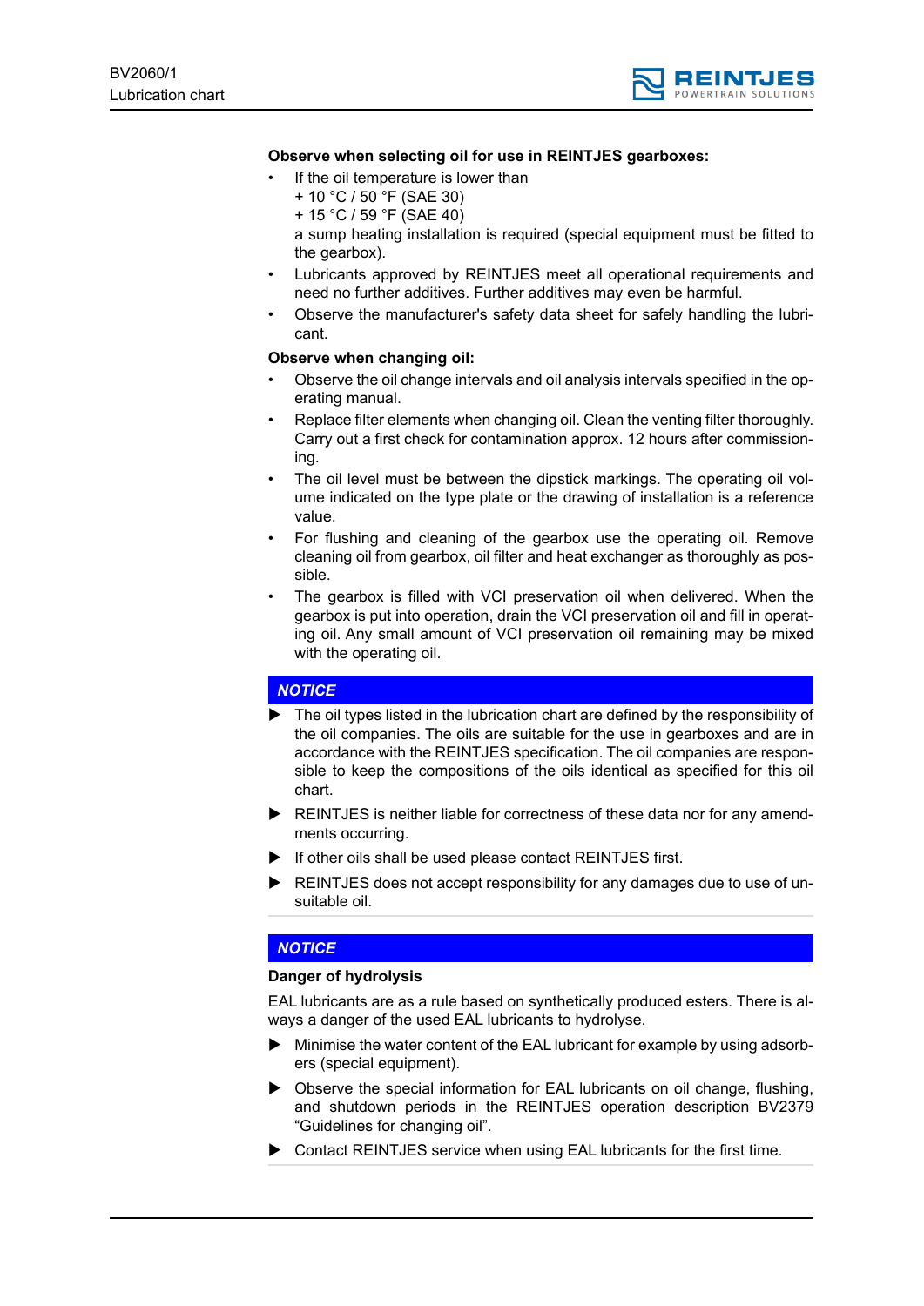**Observe when selecting oil for use in REINTJES gearboxes:**

- If the oil temperature is lower than
  + 10 °C / 50 °F (SAE 30)
  + 15 °C / 59 °F (SAE 40)
  a sump heating installation is required (special equipment must be fitted to the gearbox).
- Lubricants approved by REINTJES meet all operational requirements and need no further additives. Further additives may even be harmful.
- Observe the manufacturer's safety data sheet for safely handling the lubricant.

**Observe when changing oil:**

- Observe the oil change intervals and oil analysis intervals specified in the operating manual.
- Replace filter elements when changing oil. Clean the venting filter thoroughly. Carry out a first check for contamination approx. 12 hours after commissioning.
- The oil level must be between the dipstick markings. The operating oil volume indicated on the type plate or the drawing of installation is a reference value.
- For flushing and cleaning of the gearbox use the operating oil. Remove cleaning oil from gearbox, oil filter and heat exchanger as thoroughly as possible.
- The gearbox is filled with VCI preservation oil when delivered. When the gearbox is put into operation, drain the VCI preservation oil and fill in operating oil. Any small amount of VCI preservation oil remaining may be mixed with the operating oil.

***NOTICE***

- ▶ The oil types listed in the lubrication chart are defined by the responsibility of the oil companies. The oils are suitable for the use in gearboxes and are in accordance with the REINTJES specification. The oil companies are responsible to keep the compositions of the oils identical as specified for this oil chart.
- ▶ REINTJES is neither liable for correctness of these data nor for any amendments occurring.
- ▶ If other oils shall be used please contact REINTJES first.
- ▶ REINTJES does not accept responsibility for any damages due to use of unsuitable oil.

***NOTICE***

**Danger of hydrolysis**

EAL lubricants are as a rule based on synthetically produced esters. There is always a danger of the used EAL lubricants to hydrolyse.

- ▶ Minimise the water content of the EAL lubricant for example by using adsorbers (special equipment).
- ▶ Observe the special information for EAL lubricants on oil change, flushing, and shutdown periods in the REINTJES operation description BV2379 “Guidelines for changing oil”.
- ▶ Contact REINTJES service when using EAL lubricants for the first time.